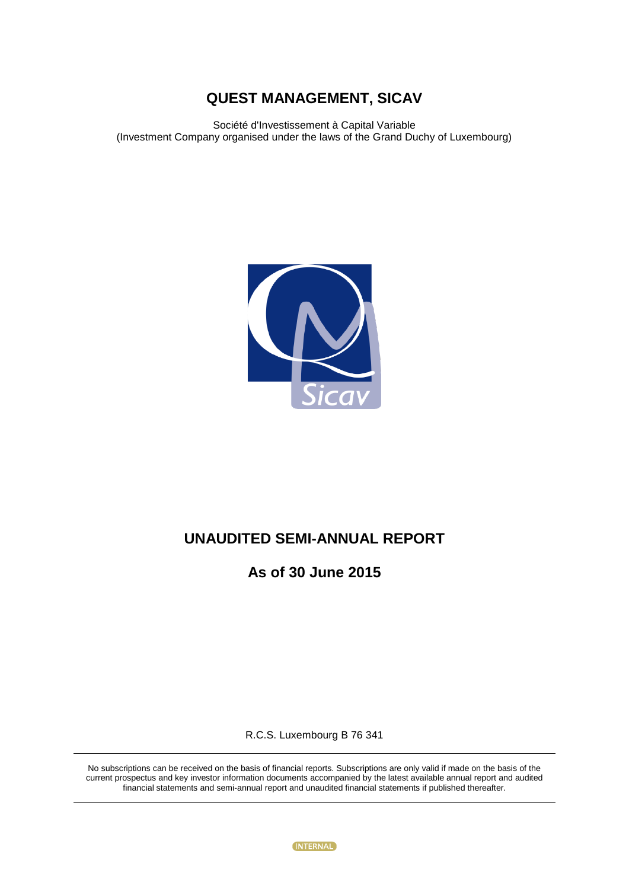# QUEST MANAGEMENT, SICAV

Société d'Investissement à Capital Variable
(Investment Company organised under the laws of the Grand Duchy of Luxembourg)

## UNAUDITED SEMI-ANNUAL REPORT

### As of 30 June 2015

R.C.S. Luxembourg B 76 341

---

No subscriptions can be received on the basis of financial reports. Subscriptions are only valid if made on the basis of the current prospectus and key investor information documents accompanied by the latest available annual report and audited financial statements and semi-annual report and unaudited financial statements if published thereafter.

---

INTERNAL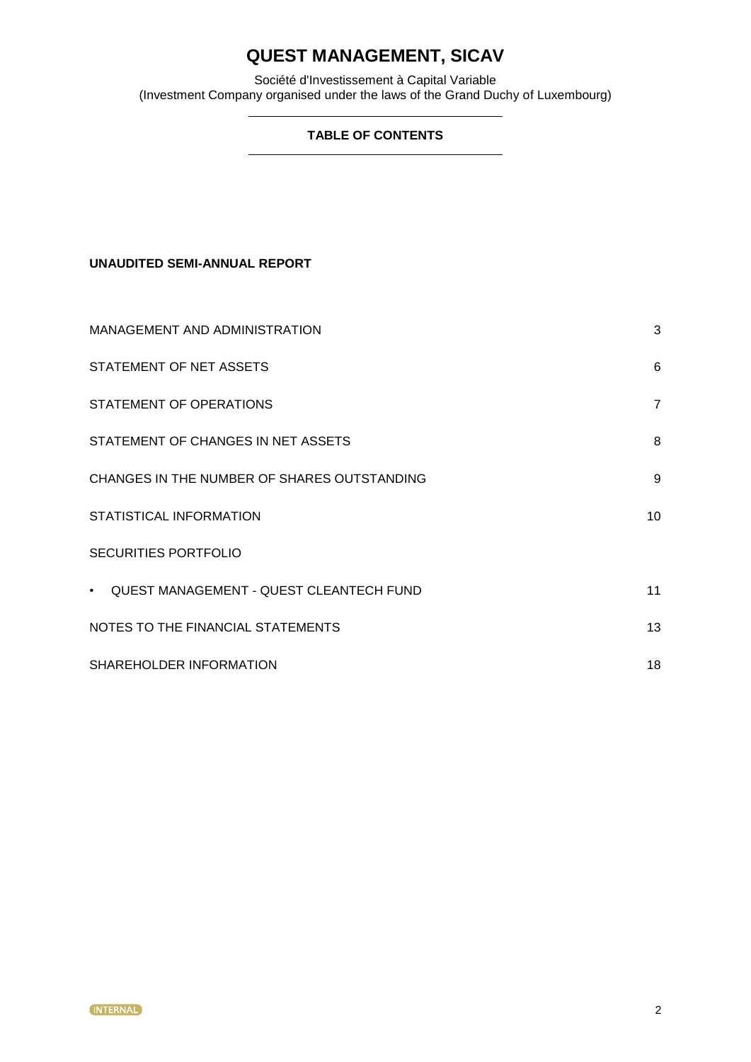# QUEST MANAGEMENT, SICAV

Société d'Investissement à Capital Variable
(Investment Company organised under the laws of the Grand Duchy of Luxembourg)

## TABLE OF CONTENTS

**UNAUDITED SEMI-ANNUAL REPORT**

| | |
|---|---|
| MANAGEMENT AND ADMINISTRATION | 3 |
| STATEMENT OF NET ASSETS | 6 |
| STATEMENT OF OPERATIONS | 7 |
| STATEMENT OF CHANGES IN NET ASSETS | 8 |
| CHANGES IN THE NUMBER OF SHARES OUTSTANDING | 9 |
| STATISTICAL INFORMATION | 10 |
| SECURITIES PORTFOLIO | |
| • QUEST MANAGEMENT - QUEST CLEANTECH FUND | 11 |
| NOTES TO THE FINANCIAL STATEMENTS | 13 |
| SHAREHOLDER INFORMATION | 18 |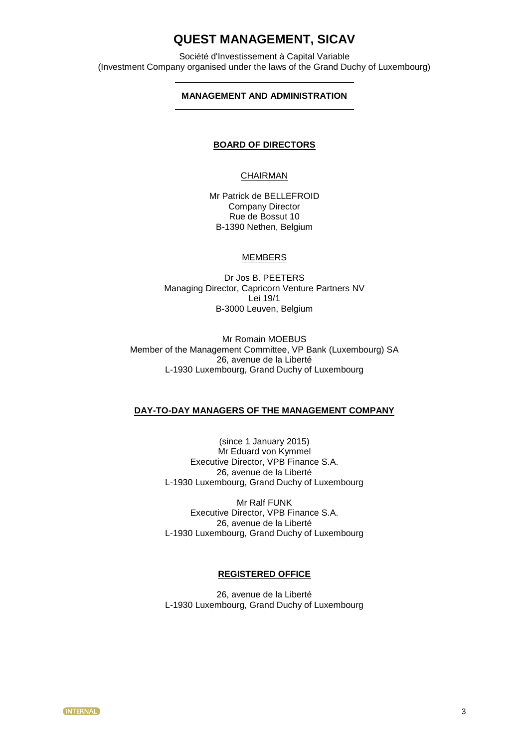# QUEST MANAGEMENT, SICAV

Société d'Investissement à Capital Variable
(Investment Company organised under the laws of the Grand Duchy of Luxembourg)

## MANAGEMENT AND ADMINISTRATION

### BOARD OF DIRECTORS

CHAIRMAN

Mr Patrick de BELLEFROID
Company Director
Rue de Bossut 10
B-1390 Nethen, Belgium

MEMBERS

Dr Jos B. PEETERS
Managing Director, Capricorn Venture Partners NV
Lei 19/1
B-3000 Leuven, Belgium

Mr Romain MOEBUS
Member of the Management Committee, VP Bank (Luxembourg) SA
26, avenue de la Liberté
L-1930 Luxembourg, Grand Duchy of Luxembourg

### DAY-TO-DAY MANAGERS OF THE MANAGEMENT COMPANY

(since 1 January 2015)
Mr Eduard von Kymmel
Executive Director, VPB Finance S.A.
26, avenue de la Liberté
L-1930 Luxembourg, Grand Duchy of Luxembourg

Mr Ralf FUNK
Executive Director, VPB Finance S.A.
26, avenue de la Liberté
L-1930 Luxembourg, Grand Duchy of Luxembourg

### REGISTERED OFFICE

26, avenue de la Liberté
L-1930 Luxembourg, Grand Duchy of Luxembourg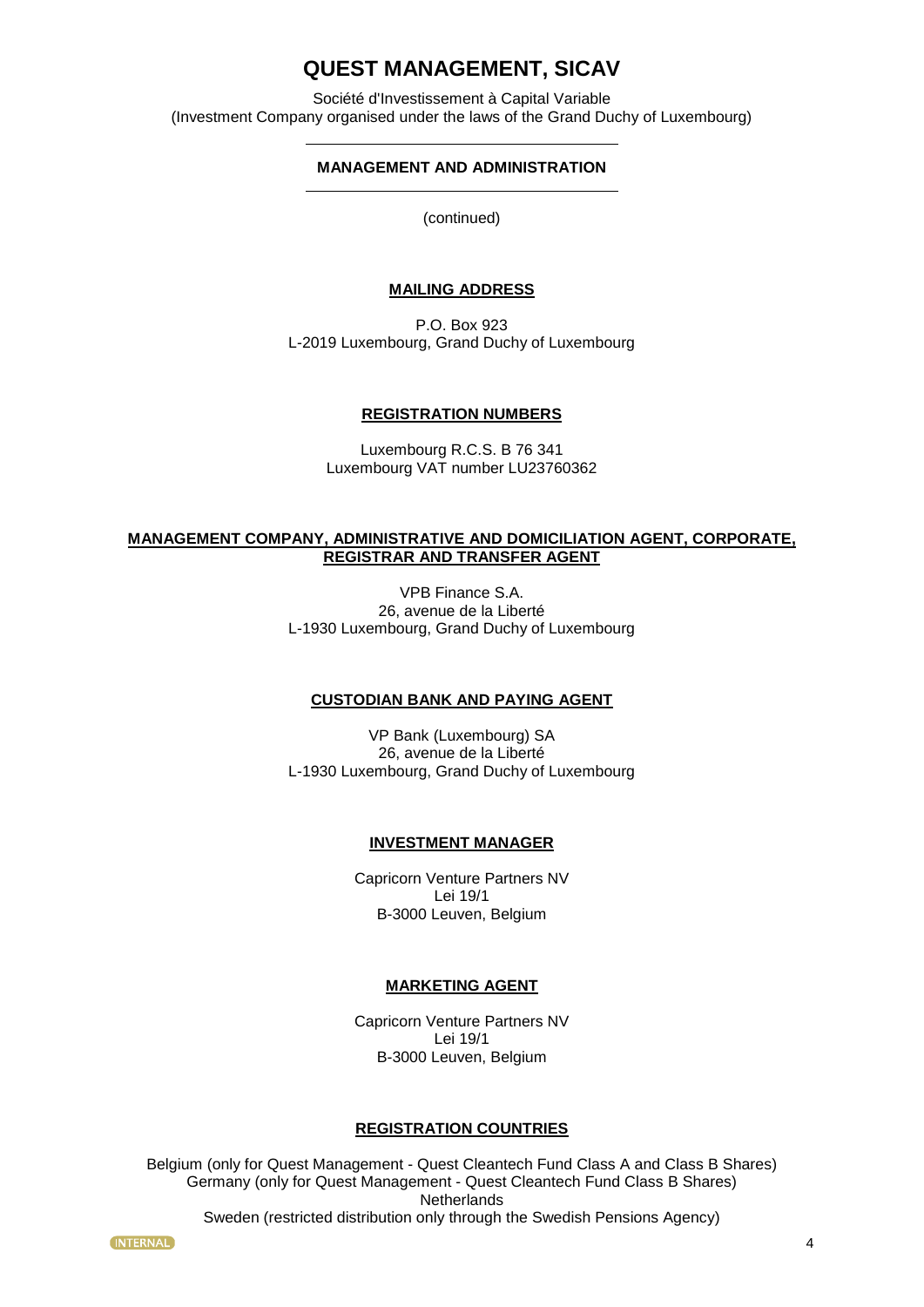# QUEST MANAGEMENT, SICAV

Société d'Investissement à Capital Variable
(Investment Company organised under the laws of the Grand Duchy of Luxembourg)

## MANAGEMENT AND ADMINISTRATION

(continued)

### MAILING ADDRESS

P.O. Box 923
L-2019 Luxembourg, Grand Duchy of Luxembourg

### REGISTRATION NUMBERS

Luxembourg R.C.S. B 76 341
Luxembourg VAT number LU23760362

### MANAGEMENT COMPANY, ADMINISTRATIVE AND DOMICILIATION AGENT, CORPORATE, REGISTRAR AND TRANSFER AGENT

VPB Finance S.A.
26, avenue de la Liberté
L-1930 Luxembourg, Grand Duchy of Luxembourg

### CUSTODIAN BANK AND PAYING AGENT

VP Bank (Luxembourg) SA
26, avenue de la Liberté
L-1930 Luxembourg, Grand Duchy of Luxembourg

### INVESTMENT MANAGER

Capricorn Venture Partners NV
Lei 19/1
B-3000 Leuven, Belgium

### MARKETING AGENT

Capricorn Venture Partners NV
Lei 19/1
B-3000 Leuven, Belgium

### REGISTRATION COUNTRIES

Belgium (only for Quest Management - Quest Cleantech Fund Class A and Class B Shares)
Germany (only for Quest Management - Quest Cleantech Fund Class B Shares)
Netherlands
Sweden (restricted distribution only through the Swedish Pensions Agency)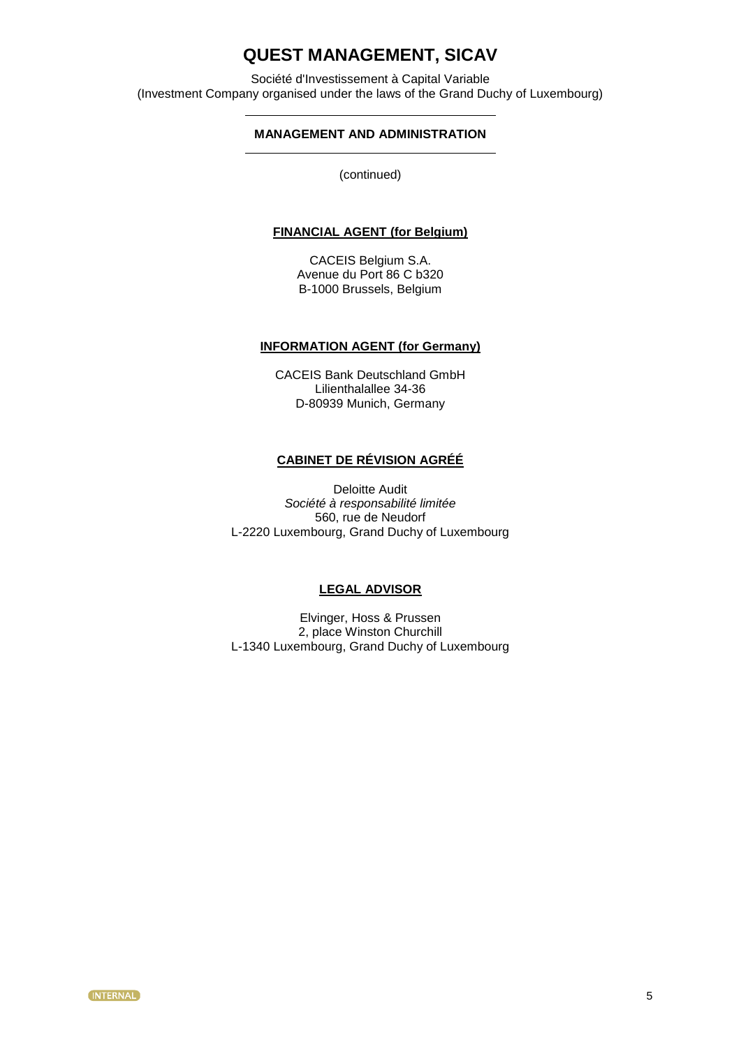# QUEST MANAGEMENT, SICAV

Société d'Investissement à Capital Variable
(Investment Company organised under the laws of the Grand Duchy of Luxembourg)

## MANAGEMENT AND ADMINISTRATION

(continued)

### FINANCIAL AGENT (for Belgium)

CACEIS Belgium S.A.
Avenue du Port 86 C b320
B-1000 Brussels, Belgium

### INFORMATION AGENT (for Germany)

CACEIS Bank Deutschland GmbH
Lilienthalallee 34-36
D-80939 Munich, Germany

### CABINET DE RÉVISION AGRÉÉ

Deloitte Audit
*Société à responsabilité limitée*
560, rue de Neudorf
L-2220 Luxembourg, Grand Duchy of Luxembourg

### LEGAL ADVISOR

Elvinger, Hoss & Prussen
2, place Winston Churchill
L-1340 Luxembourg, Grand Duchy of Luxembourg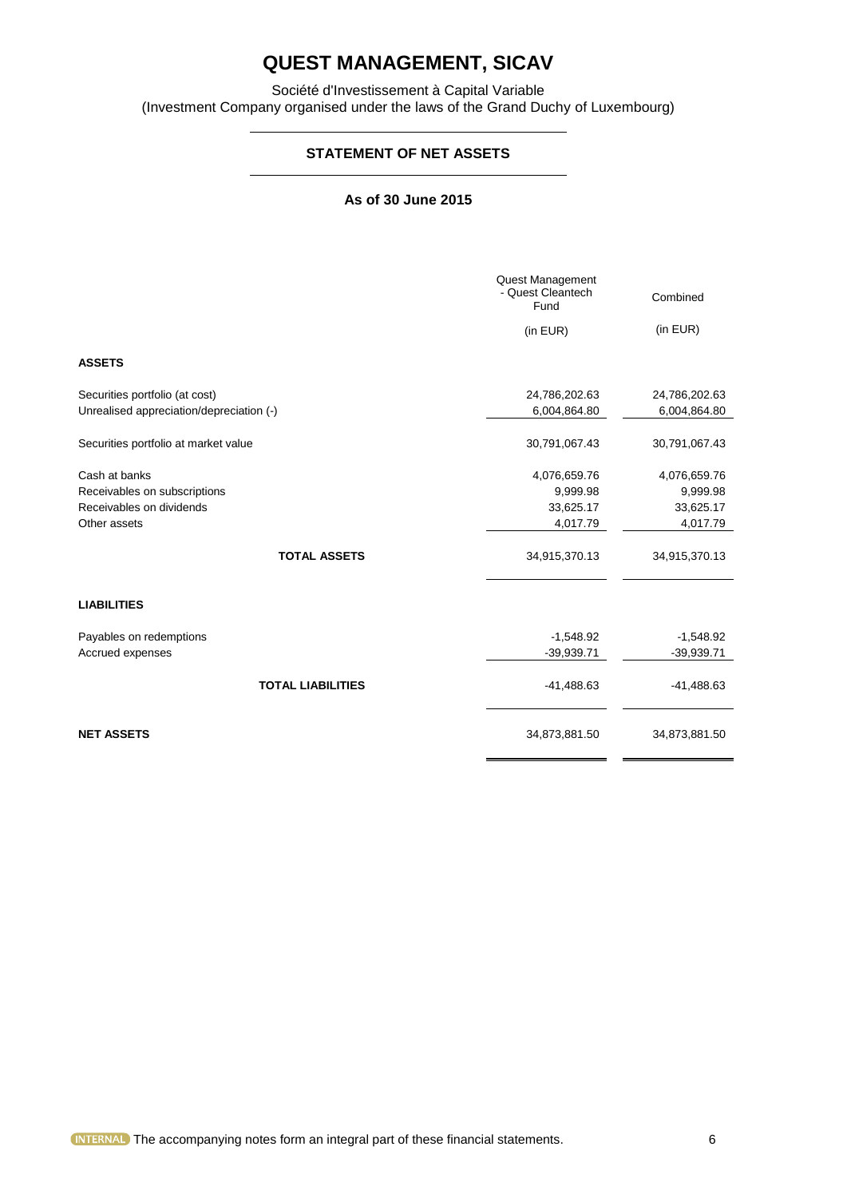# QUEST MANAGEMENT, SICAV

Société d'Investissement à Capital Variable
(Investment Company organised under the laws of the Grand Duchy of Luxembourg)

## STATEMENT OF NET ASSETS

**As of 30 June 2015**

| | Quest Management - Quest Cleantech Fund | Combined |
|---|---|---|
| | (in EUR) | (in EUR) |
| **ASSETS** | | |
| Securities portfolio (at cost) | 24,786,202.63 | 24,786,202.63 |
| Unrealised appreciation/depreciation (-) | 6,004,864.80 | 6,004,864.80 |
| Securities portfolio at market value | 30,791,067.43 | 30,791,067.43 |
| Cash at banks | 4,076,659.76 | 4,076,659.76 |
| Receivables on subscriptions | 9,999.98 | 9,999.98 |
| Receivables on dividends | 33,625.17 | 33,625.17 |
| Other assets | 4,017.79 | 4,017.79 |
| **TOTAL ASSETS** | 34,915,370.13 | 34,915,370.13 |
| **LIABILITIES** | | |
| Payables on redemptions | -1,548.92 | -1,548.92 |
| Accrued expenses | -39,939.71 | -39,939.71 |
| **TOTAL LIABILITIES** | -41,488.63 | -41,488.63 |
| **NET ASSETS** | 34,873,881.50 | 34,873,881.50 |

INTERNAL The accompanying notes form an integral part of these financial statements.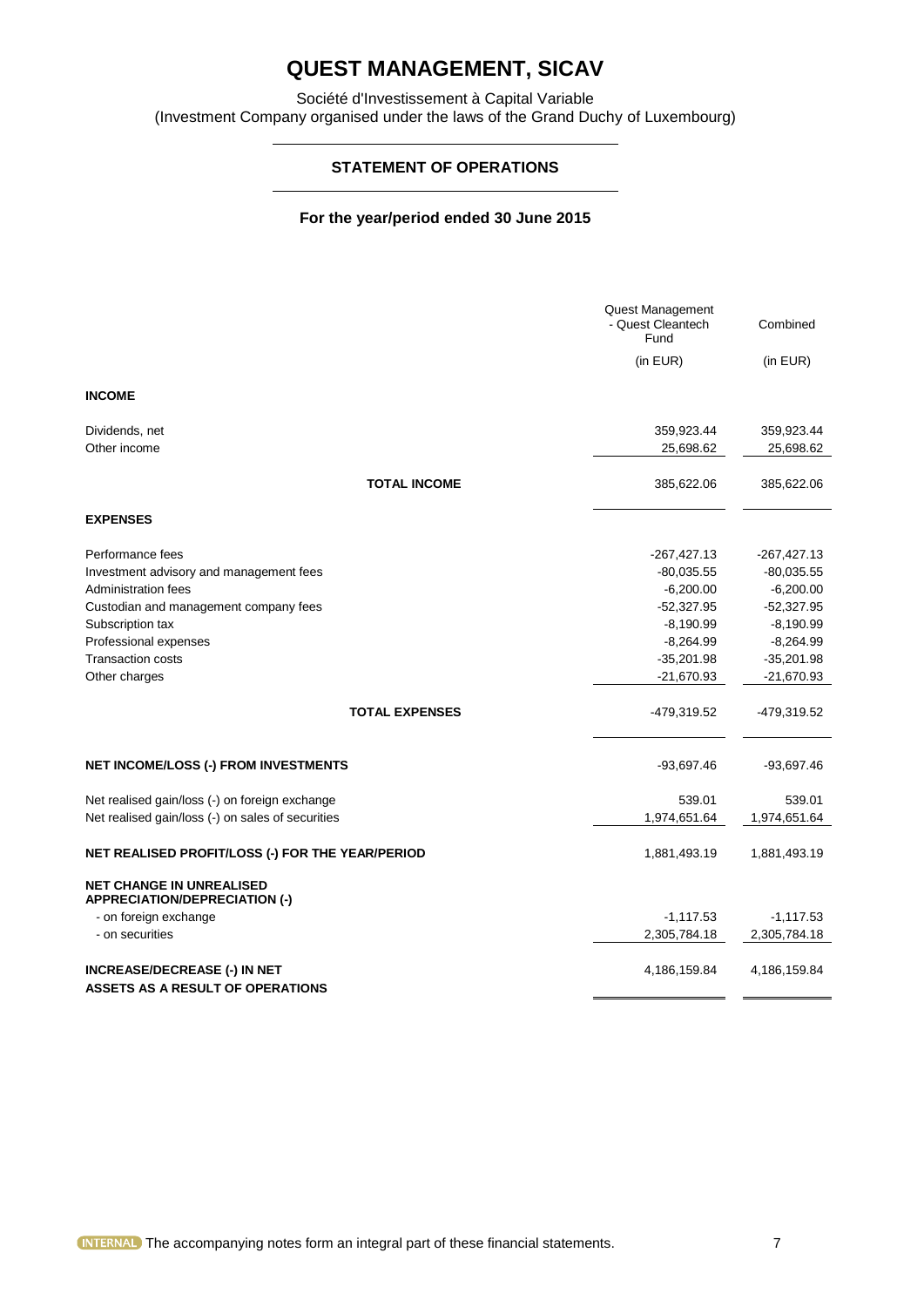# QUEST MANAGEMENT, SICAV

Société d'Investissement à Capital Variable
(Investment Company organised under the laws of the Grand Duchy of Luxembourg)

## STATEMENT OF OPERATIONS

### For the year/period ended 30 June 2015

| | Quest Management - Quest Cleantech Fund | Combined |
|---|---|---|
| | (in EUR) | (in EUR) |
| **INCOME** | | |
| Dividends, net | 359,923.44 | 359,923.44 |
| Other income | 25,698.62 | 25,698.62 |
| **TOTAL INCOME** | 385,622.06 | 385,622.06 |
| **EXPENSES** | | |
| Performance fees | -267,427.13 | -267,427.13 |
| Investment advisory and management fees | -80,035.55 | -80,035.55 |
| Administration fees | -6,200.00 | -6,200.00 |
| Custodian and management company fees | -52,327.95 | -52,327.95 |
| Subscription tax | -8,190.99 | -8,190.99 |
| Professional expenses | -8,264.99 | -8,264.99 |
| Transaction costs | -35,201.98 | -35,201.98 |
| Other charges | -21,670.93 | -21,670.93 |
| **TOTAL EXPENSES** | -479,319.52 | -479,319.52 |
| **NET INCOME/LOSS (-) FROM INVESTMENTS** | -93,697.46 | -93,697.46 |
| Net realised gain/loss (-) on foreign exchange | 539.01 | 539.01 |
| Net realised gain/loss (-) on sales of securities | 1,974,651.64 | 1,974,651.64 |
| **NET REALISED PROFIT/LOSS (-) FOR THE YEAR/PERIOD** | 1,881,493.19 | 1,881,493.19 |
| **NET CHANGE IN UNREALISED APPRECIATION/DEPRECIATION (-)** | | |
| - on foreign exchange | -1,117.53 | -1,117.53 |
| - on securities | 2,305,784.18 | 2,305,784.18 |
| **INCREASE/DECREASE (-) IN NET ASSETS AS A RESULT OF OPERATIONS** | 4,186,159.84 | 4,186,159.84 |

INTERNAL The accompanying notes form an integral part of these financial statements.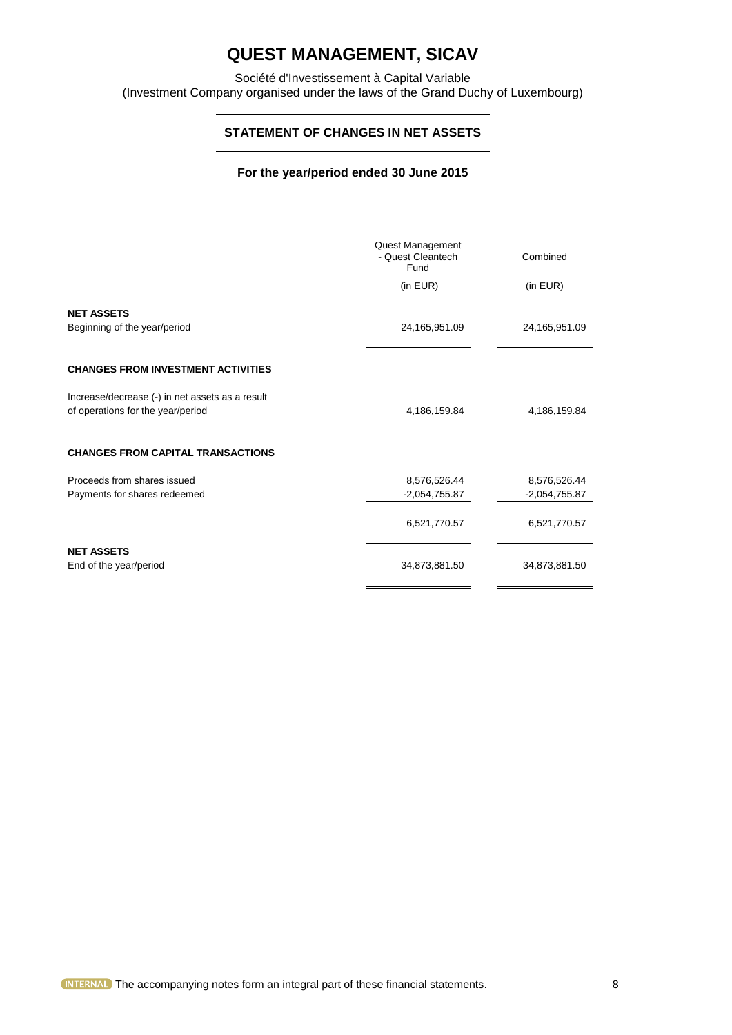# QUEST MANAGEMENT, SICAV

Société d'Investissement à Capital Variable
(Investment Company organised under the laws of the Grand Duchy of Luxembourg)

## STATEMENT OF CHANGES IN NET ASSETS

**For the year/period ended 30 June 2015**

| | Quest Management - Quest Cleantech Fund (in EUR) | Combined (in EUR) |
|---|---|---|
| **NET ASSETS** | | |
| Beginning of the year/period | 24,165,951.09 | 24,165,951.09 |
| **CHANGES FROM INVESTMENT ACTIVITIES** | | |
| Increase/decrease (-) in net assets as a result of operations for the year/period | 4,186,159.84 | 4,186,159.84 |
| **CHANGES FROM CAPITAL TRANSACTIONS** | | |
| Proceeds from shares issued | 8,576,526.44 | 8,576,526.44 |
| Payments for shares redeemed | -2,054,755.87 | -2,054,755.87 |
| | 6,521,770.57 | 6,521,770.57 |
| **NET ASSETS** | | |
| End of the year/period | 34,873,881.50 | 34,873,881.50 |

INTERNAL The accompanying notes form an integral part of these financial statements.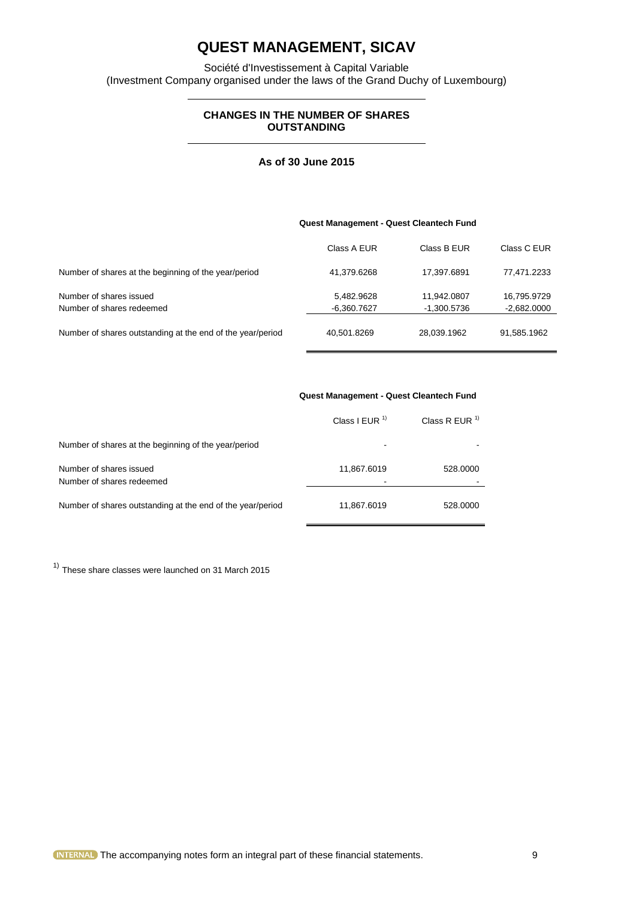# QUEST MANAGEMENT, SICAV

Société d'Investissement à Capital Variable
(Investment Company organised under the laws of the Grand Duchy of Luxembourg)

## CHANGES IN THE NUMBER OF SHARES OUTSTANDING

### As of 30 June 2015

**Quest Management - Quest Cleantech Fund**

| | Class A EUR | Class B EUR | Class C EUR |
|---|---|---|---|
| Number of shares at the beginning of the year/period | 41,379.6268 | 17,397.6891 | 77,471.2233 |
| Number of shares issued | 5,482.9628 | 11,942.0807 | 16,795.9729 |
| Number of shares redeemed | -6,360.7627 | -1,300.5736 | -2,682.0000 |
| Number of shares outstanding at the end of the year/period | 40,501.8269 | 28,039.1962 | 91,585.1962 |

**Quest Management - Quest Cleantech Fund**

| | Class I EUR [1)] | Class R EUR [1)] |
|---|---|---|
| Number of shares at the beginning of the year/period | - | - |
| Number of shares issued | 11,867.6019 | 528.0000 |
| Number of shares redeemed | - | - |
| Number of shares outstanding at the end of the year/period | 11,867.6019 | 528.0000 |

[1)] These share classes were launched on 31 March 2015

The accompanying notes form an integral part of these financial statements.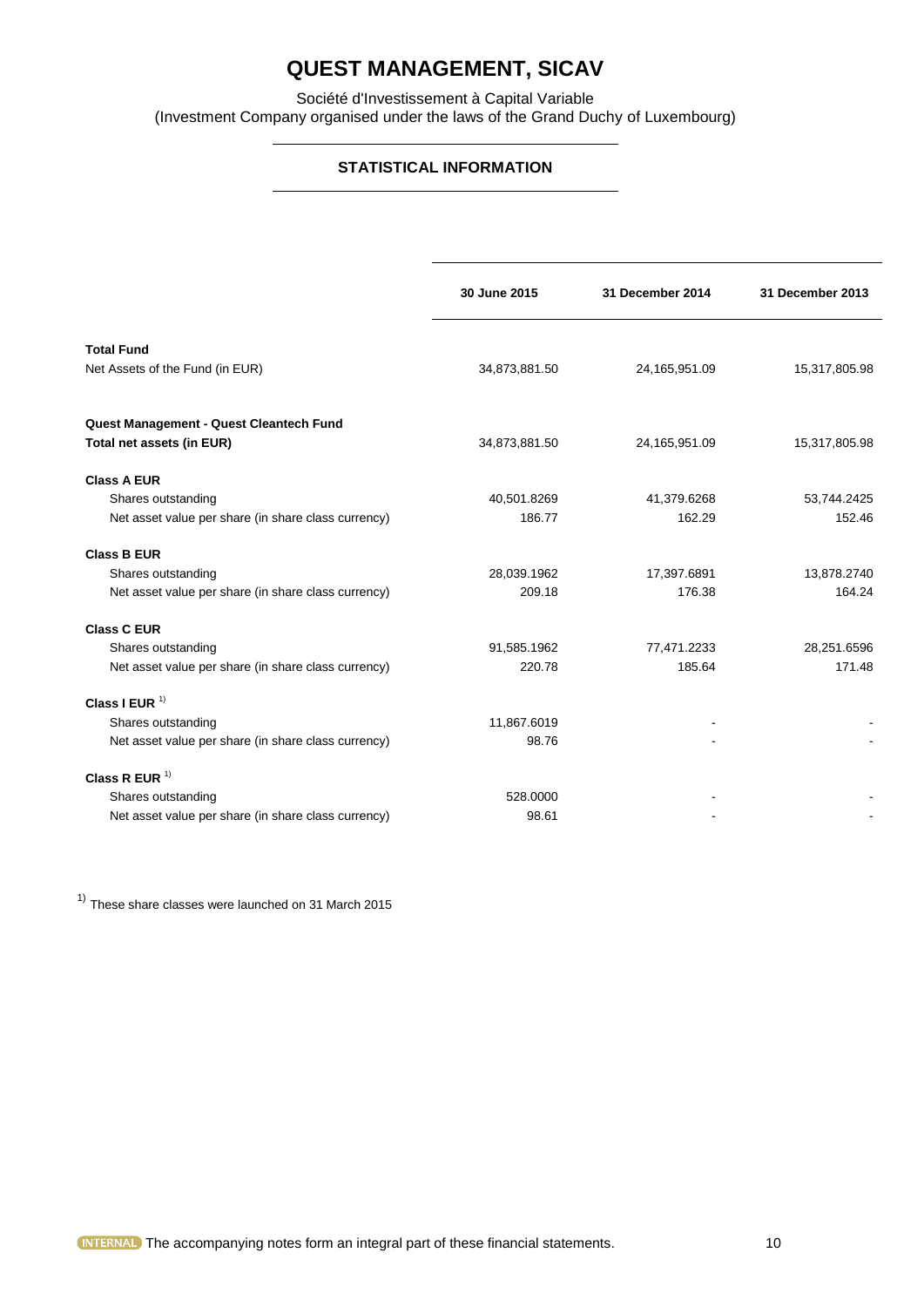# QUEST MANAGEMENT, SICAV

Société d'Investissement à Capital Variable
(Investment Company organised under the laws of the Grand Duchy of Luxembourg)

## STATISTICAL INFORMATION

| | 30 June 2015 | 31 December 2014 | 31 December 2013 |
|---|---|---|---|
| **Total Fund** | | | |
| Net Assets of the Fund (in EUR) | 34,873,881.50 | 24,165,951.09 | 15,317,805.98 |
| **Quest Management - Quest Cleantech Fund** | | | |
| **Total net assets (in EUR)** | 34,873,881.50 | 24,165,951.09 | 15,317,805.98 |
| **Class A EUR** | | | |
| Shares outstanding | 40,501.8269 | 41,379.6268 | 53,744.2425 |
| Net asset value per share (in share class currency) | 186.77 | 162.29 | 152.46 |
| **Class B EUR** | | | |
| Shares outstanding | 28,039.1962 | 17,397.6891 | 13,878.2740 |
| Net asset value per share (in share class currency) | 209.18 | 176.38 | 164.24 |
| **Class C EUR** | | | |
| Shares outstanding | 91,585.1962 | 77,471.2233 | 28,251.6596 |
| Net asset value per share (in share class currency) | 220.78 | 185.64 | 171.48 |
| **Class I EUR** [1) ] | | | |
| Shares outstanding | 11,867.6019 | - | - |
| Net asset value per share (in share class currency) | 98.76 | - | - |
| **Class R EUR** [1) ] | | | |
| Shares outstanding | 528.0000 | - | - |
| Net asset value per share (in share class currency) | 98.61 | - | - |

[1)] These share classes were launched on 31 March 2015

The accompanying notes form an integral part of these financial statements.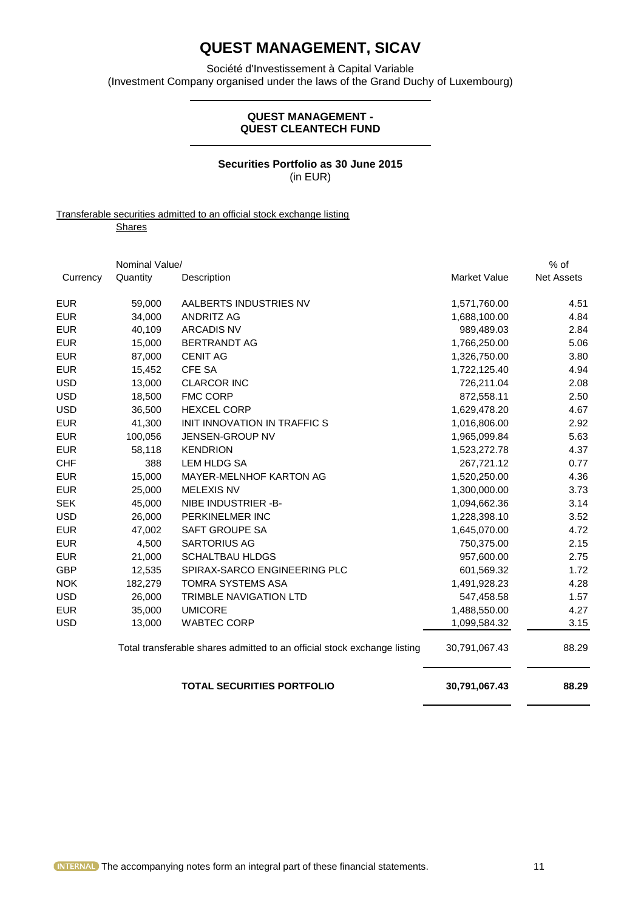# QUEST MANAGEMENT, SICAV

Société d'Investissement à Capital Variable
(Investment Company organised under the laws of the Grand Duchy of Luxembourg)

## QUEST MANAGEMENT -
## QUEST CLEANTECH FUND

### Securities Portfolio as 30 June 2015
(in EUR)

Transferable securities admitted to an official stock exchange listing

Shares

| Currency | Nominal Value/ Quantity | Description | Market Value | % of Net Assets |
|---|---|---|---|---|
| EUR | 59,000 | AALBERTS INDUSTRIES NV | 1,571,760.00 | 4.51 |
| EUR | 34,000 | ANDRITZ AG | 1,688,100.00 | 4.84 |
| EUR | 40,109 | ARCADIS NV | 989,489.03 | 2.84 |
| EUR | 15,000 | BERTRANDT AG | 1,766,250.00 | 5.06 |
| EUR | 87,000 | CENIT AG | 1,326,750.00 | 3.80 |
| EUR | 15,452 | CFE SA | 1,722,125.40 | 4.94 |
| USD | 13,000 | CLARCOR INC | 726,211.04 | 2.08 |
| USD | 18,500 | FMC CORP | 872,558.11 | 2.50 |
| USD | 36,500 | HEXCEL CORP | 1,629,478.20 | 4.67 |
| EUR | 41,300 | INIT INNOVATION IN TRAFFIC S | 1,016,806.00 | 2.92 |
| EUR | 100,056 | JENSEN-GROUP NV | 1,965,099.84 | 5.63 |
| EUR | 58,118 | KENDRION | 1,523,272.78 | 4.37 |
| CHF | 388 | LEM HLDG SA | 267,721.12 | 0.77 |
| EUR | 15,000 | MAYER-MELNHOF KARTON AG | 1,520,250.00 | 4.36 |
| EUR | 25,000 | MELEXIS NV | 1,300,000.00 | 3.73 |
| SEK | 45,000 | NIBE INDUSTRIER -B- | 1,094,662.36 | 3.14 |
| USD | 26,000 | PERKINELMER INC | 1,228,398.10 | 3.52 |
| EUR | 47,002 | SAFT GROUPE SA | 1,645,070.00 | 4.72 |
| EUR | 4,500 | SARTORIUS AG | 750,375.00 | 2.15 |
| EUR | 21,000 | SCHALTBAU HLDGS | 957,600.00 | 2.75 |
| GBP | 12,535 | SPIRAX-SARCO ENGINEERING PLC | 601,569.32 | 1.72 |
| NOK | 182,279 | TOMRA SYSTEMS ASA | 1,491,928.23 | 4.28 |
| USD | 26,000 | TRIMBLE NAVIGATION LTD | 547,458.58 | 1.57 |
| EUR | 35,000 | UMICORE | 1,488,550.00 | 4.27 |
| USD | 13,000 | WABTEC CORP | 1,099,584.32 | 3.15 |
| | | Total transferable shares admitted to an official stock exchange listing | 30,791,067.43 | 88.29 |
| | | **TOTAL SECURITIES PORTFOLIO** | **30,791,067.43** | **88.29** |

The accompanying notes form an integral part of these financial statements.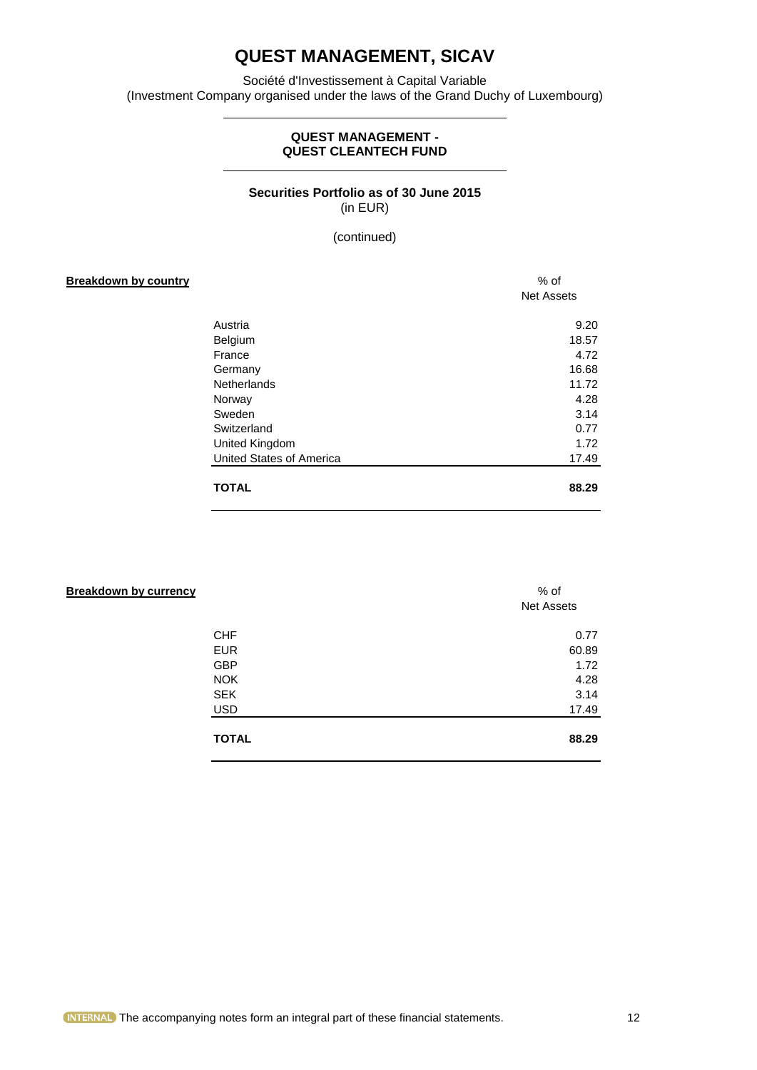# QUEST MANAGEMENT, SICAV

Société d'Investissement à Capital Variable
(Investment Company organised under the laws of the Grand Duchy of Luxembourg)

**QUEST MANAGEMENT -**
**QUEST CLEANTECH FUND**

**Securities Portfolio as of 30 June 2015**
(in EUR)

(continued)

**Breakdown by country**

| | % of Net Assets |
|---|---|
| Austria | 9.20 |
| Belgium | 18.57 |
| France | 4.72 |
| Germany | 16.68 |
| Netherlands | 11.72 |
| Norway | 4.28 |
| Sweden | 3.14 |
| Switzerland | 0.77 |
| United Kingdom | 1.72 |
| United States of America | 17.49 |
| **TOTAL** | **88.29** |

**Breakdown by currency**

| | % of Net Assets |
|---|---|
| CHF | 0.77 |
| EUR | 60.89 |
| GBP | 1.72 |
| NOK | 4.28 |
| SEK | 3.14 |
| USD | 17.49 |
| **TOTAL** | **88.29** |

INTERNAL The accompanying notes form an integral part of these financial statements.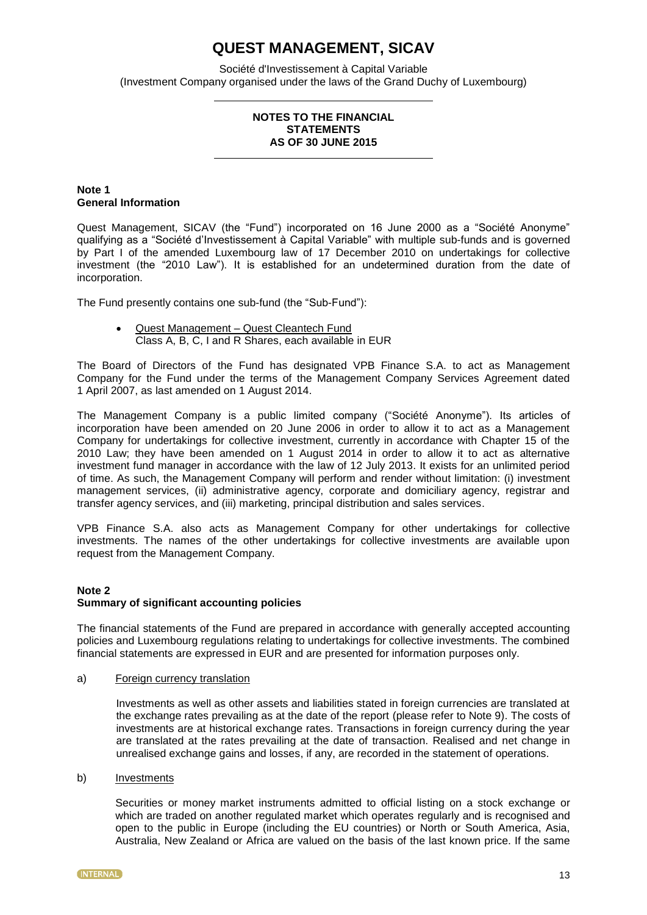# QUEST MANAGEMENT, SICAV

Société d'Investissement à Capital Variable
(Investment Company organised under the laws of the Grand Duchy of Luxembourg)

**NOTES TO THE FINANCIAL STATEMENTS AS OF 30 JUNE 2015**

## Note 1
## General Information

Quest Management, SICAV (the "Fund") incorporated on 16 June 2000 as a "Société Anonyme" qualifying as a "Société d'Investissement à Capital Variable" with multiple sub-funds and is governed by Part I of the amended Luxembourg law of 17 December 2010 on undertakings for collective investment (the "2010 Law"). It is established for an undetermined duration from the date of incorporation.

The Fund presently contains one sub-fund (the "Sub-Fund"):

- Quest Management – Quest Cleantech Fund
  Class A, B, C, I and R Shares, each available in EUR

The Board of Directors of the Fund has designated VPB Finance S.A. to act as Management Company for the Fund under the terms of the Management Company Services Agreement dated 1 April 2007, as last amended on 1 August 2014.

The Management Company is a public limited company ("Société Anonyme"). Its articles of incorporation have been amended on 20 June 2006 in order to allow it to act as a Management Company for undertakings for collective investment, currently in accordance with Chapter 15 of the 2010 Law; they have been amended on 1 August 2014 in order to allow it to act as alternative investment fund manager in accordance with the law of 12 July 2013. It exists for an unlimited period of time. As such, the Management Company will perform and render without limitation: (i) investment management services, (ii) administrative agency, corporate and domiciliary agency, registrar and transfer agency services, and (iii) marketing, principal distribution and sales services.

VPB Finance S.A. also acts as Management Company for other undertakings for collective investments. The names of the other undertakings for collective investments are available upon request from the Management Company.

## Note 2
## Summary of significant accounting policies

The financial statements of the Fund are prepared in accordance with generally accepted accounting policies and Luxembourg regulations relating to undertakings for collective investments. The combined financial statements are expressed in EUR and are presented for information purposes only.

a) Foreign currency translation

Investments as well as other assets and liabilities stated in foreign currencies are translated at the exchange rates prevailing as at the date of the report (please refer to Note 9). The costs of investments are at historical exchange rates. Transactions in foreign currency during the year are translated at the rates prevailing at the date of transaction. Realised and net change in unrealised exchange gains and losses, if any, are recorded in the statement of operations.

b) Investments

Securities or money market instruments admitted to official listing on a stock exchange or which are traded on another regulated market which operates regularly and is recognised and open to the public in Europe (including the EU countries) or North or South America, Asia, Australia, New Zealand or Africa are valued on the basis of the last known price. If the same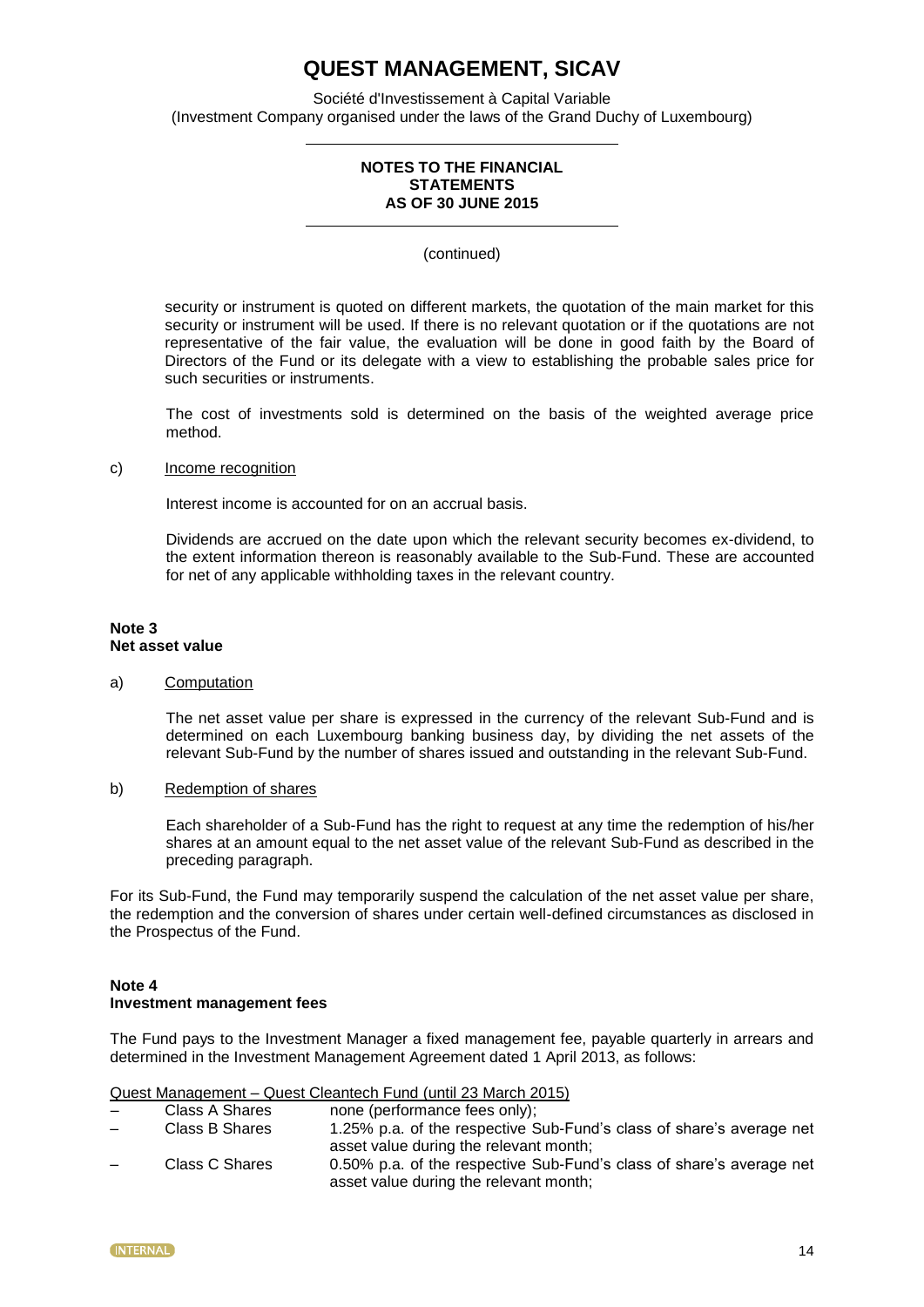security or instrument is quoted on different markets, the quotation of the main market for this security or instrument will be used. If there is no relevant quotation or if the quotations are not representative of the fair value, the evaluation will be done in good faith by the Board of Directors of the Fund or its delegate with a view to establishing the probable sales price for such securities or instruments.

The cost of investments sold is determined on the basis of the weighted average price method.

c) Income recognition

Interest income is accounted for on an accrual basis.

Dividends are accrued on the date upon which the relevant security becomes ex-dividend, to the extent information thereon is reasonably available to the Sub-Fund. These are accounted for net of any applicable withholding taxes in the relevant country.

## Note 3
## Net asset value

a) Computation

The net asset value per share is expressed in the currency of the relevant Sub-Fund and is determined on each Luxembourg banking business day, by dividing the net assets of the relevant Sub-Fund by the number of shares issued and outstanding in the relevant Sub-Fund.

b) Redemption of shares

Each shareholder of a Sub-Fund has the right to request at any time the redemption of his/her shares at an amount equal to the net asset value of the relevant Sub-Fund as described in the preceding paragraph.

For its Sub-Fund, the Fund may temporarily suspend the calculation of the net asset value per share, the redemption and the conversion of shares under certain well-defined circumstances as disclosed in the Prospectus of the Fund.

## Note 4
## Investment management fees

The Fund pays to the Investment Manager a fixed management fee, payable quarterly in arrears and determined in the Investment Management Agreement dated 1 April 2013, as follows:

Quest Management – Quest Cleantech Fund (until 23 March 2015)

– Class A Shares: none (performance fees only);
– Class B Shares: 1.25% p.a. of the respective Sub-Fund's class of share's average net asset value during the relevant month;
– Class C Shares: 0.50% p.a. of the respective Sub-Fund's class of share's average net asset value during the relevant month;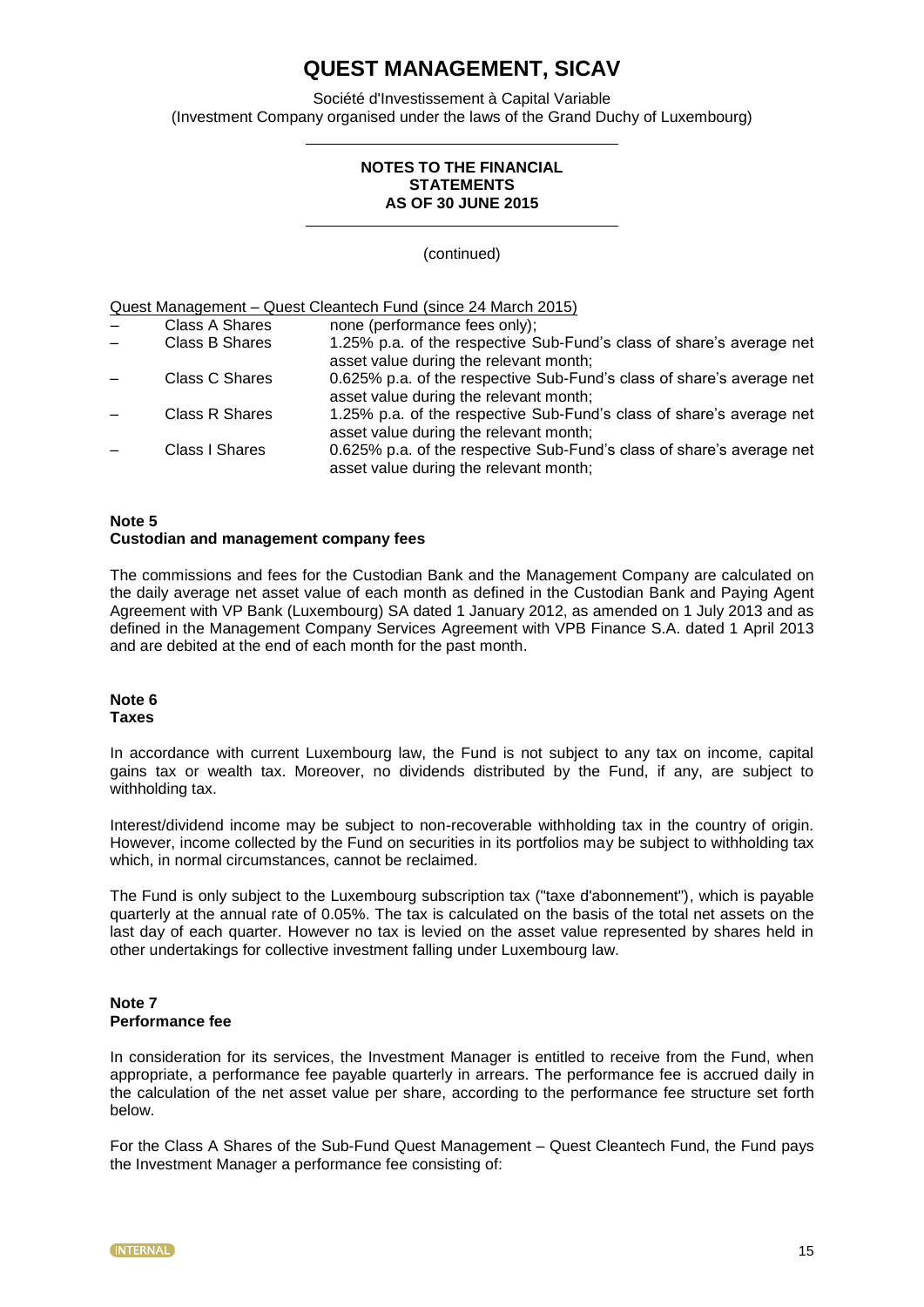Quest Management – Quest Cleantech Fund (since 24 March 2015)

- Class A Shares — none (performance fees only);
- Class B Shares — 1.25% p.a. of the respective Sub-Fund's class of share's average net asset value during the relevant month;
- Class C Shares — 0.625% p.a. of the respective Sub-Fund's class of share's average net asset value during the relevant month;
- Class R Shares — 1.25% p.a. of the respective Sub-Fund's class of share's average net asset value during the relevant month;
- Class I Shares — 0.625% p.a. of the respective Sub-Fund's class of share's average net asset value during the relevant month;

### Note 5
**Custodian and management company fees**

The commissions and fees for the Custodian Bank and the Management Company are calculated on the daily average net asset value of each month as defined in the Custodian Bank and Paying Agent Agreement with VP Bank (Luxembourg) SA dated 1 January 2012, as amended on 1 July 2013 and as defined in the Management Company Services Agreement with VPB Finance S.A. dated 1 April 2013 and are debited at the end of each month for the past month.

### Note 6
**Taxes**

In accordance with current Luxembourg law, the Fund is not subject to any tax on income, capital gains tax or wealth tax. Moreover, no dividends distributed by the Fund, if any, are subject to withholding tax.

Interest/dividend income may be subject to non-recoverable withholding tax in the country of origin. However, income collected by the Fund on securities in its portfolios may be subject to withholding tax which, in normal circumstances, cannot be reclaimed.

The Fund is only subject to the Luxembourg subscription tax ("taxe d'abonnement"), which is payable quarterly at the annual rate of 0.05%. The tax is calculated on the basis of the total net assets on the last day of each quarter. However no tax is levied on the asset value represented by shares held in other undertakings for collective investment falling under Luxembourg law.

### Note 7
**Performance fee**

In consideration for its services, the Investment Manager is entitled to receive from the Fund, when appropriate, a performance fee payable quarterly in arrears. The performance fee is accrued daily in the calculation of the net asset value per share, according to the performance fee structure set forth below.

For the Class A Shares of the Sub-Fund Quest Management – Quest Cleantech Fund, the Fund pays the Investment Manager a performance fee consisting of: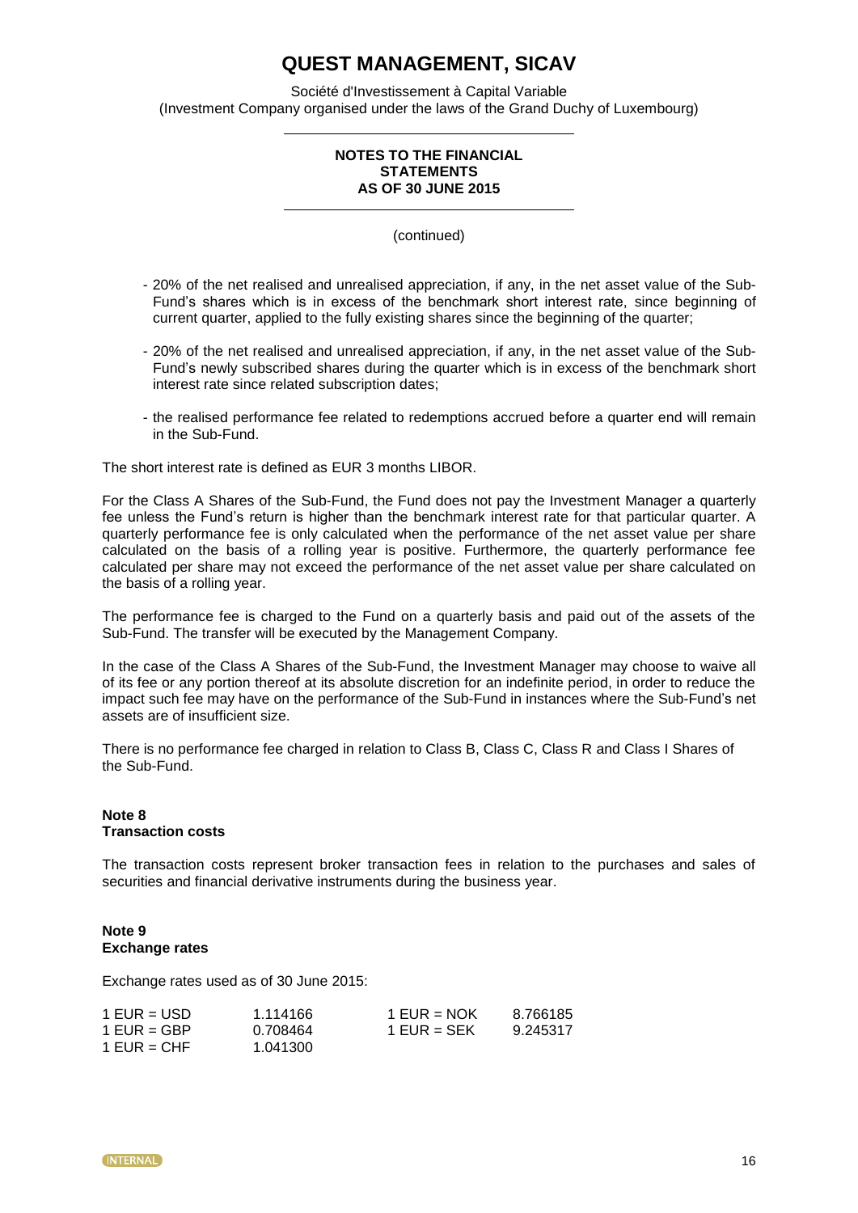- 20% of the net realised and unrealised appreciation, if any, in the net asset value of the Sub-Fund's shares which is in excess of the benchmark short interest rate, since beginning of current quarter, applied to the fully existing shares since the beginning of the quarter;

- 20% of the net realised and unrealised appreciation, if any, in the net asset value of the Sub-Fund's newly subscribed shares during the quarter which is in excess of the benchmark short interest rate since related subscription dates;

- the realised performance fee related to redemptions accrued before a quarter end will remain in the Sub-Fund.

The short interest rate is defined as EUR 3 months LIBOR.

For the Class A Shares of the Sub-Fund, the Fund does not pay the Investment Manager a quarterly fee unless the Fund's return is higher than the benchmark interest rate for that particular quarter. A quarterly performance fee is only calculated when the performance of the net asset value per share calculated on the basis of a rolling year is positive. Furthermore, the quarterly performance fee calculated per share may not exceed the performance of the net asset value per share calculated on the basis of a rolling year.

The performance fee is charged to the Fund on a quarterly basis and paid out of the assets of the Sub-Fund. The transfer will be executed by the Management Company.

In the case of the Class A Shares of the Sub-Fund, the Investment Manager may choose to waive all of its fee or any portion thereof at its absolute discretion for an indefinite period, in order to reduce the impact such fee may have on the performance of the Sub-Fund in instances where the Sub-Fund's net assets are of insufficient size.

There is no performance fee charged in relation to Class B, Class C, Class R and Class I Shares of the Sub-Fund.

**Note 8**
**Transaction costs**

The transaction costs represent broker transaction fees in relation to the purchases and sales of securities and financial derivative instruments during the business year.

**Note 9**
**Exchange rates**

Exchange rates used as of 30 June 2015:

| | | | |
|---|---|---|---|
| 1 EUR = USD | 1.114166 | 1 EUR = NOK | 8.766185 |
| 1 EUR = GBP | 0.708464 | 1 EUR = SEK | 9.245317 |
| 1 EUR = CHF | 1.041300 | | |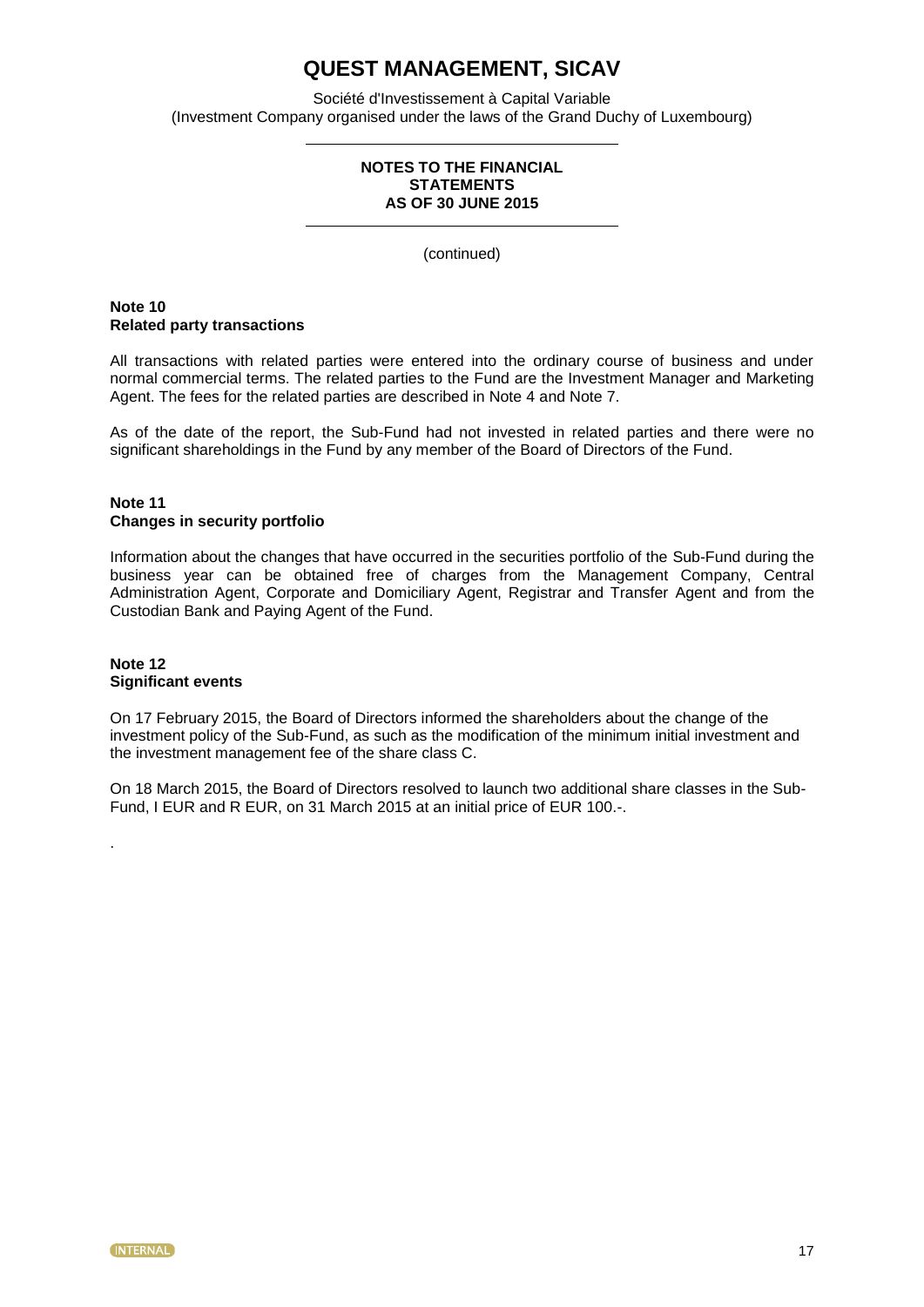# QUEST MANAGEMENT, SICAV

Société d'Investissement à Capital Variable
(Investment Company organised under the laws of the Grand Duchy of Luxembourg)

**NOTES TO THE FINANCIAL STATEMENTS AS OF 30 JUNE 2015**

(continued)

**Note 10**
**Related party transactions**

All transactions with related parties were entered into the ordinary course of business and under normal commercial terms. The related parties to the Fund are the Investment Manager and Marketing Agent. The fees for the related parties are described in Note 4 and Note 7.

As of the date of the report, the Sub-Fund had not invested in related parties and there were no significant shareholdings in the Fund by any member of the Board of Directors of the Fund.

**Note 11**
**Changes in security portfolio**

Information about the changes that have occurred in the securities portfolio of the Sub-Fund during the business year can be obtained free of charges from the Management Company, Central Administration Agent, Corporate and Domiciliary Agent, Registrar and Transfer Agent and from the Custodian Bank and Paying Agent of the Fund.

**Note 12**
**Significant events**

On 17 February 2015, the Board of Directors informed the shareholders about the change of the investment policy of the Sub-Fund, as such as the modification of the minimum initial investment and the investment management fee of the share class C.

On 18 March 2015, the Board of Directors resolved to launch two additional share classes in the Sub-Fund, I EUR and R EUR, on 31 March 2015 at an initial price of EUR 100.-.

.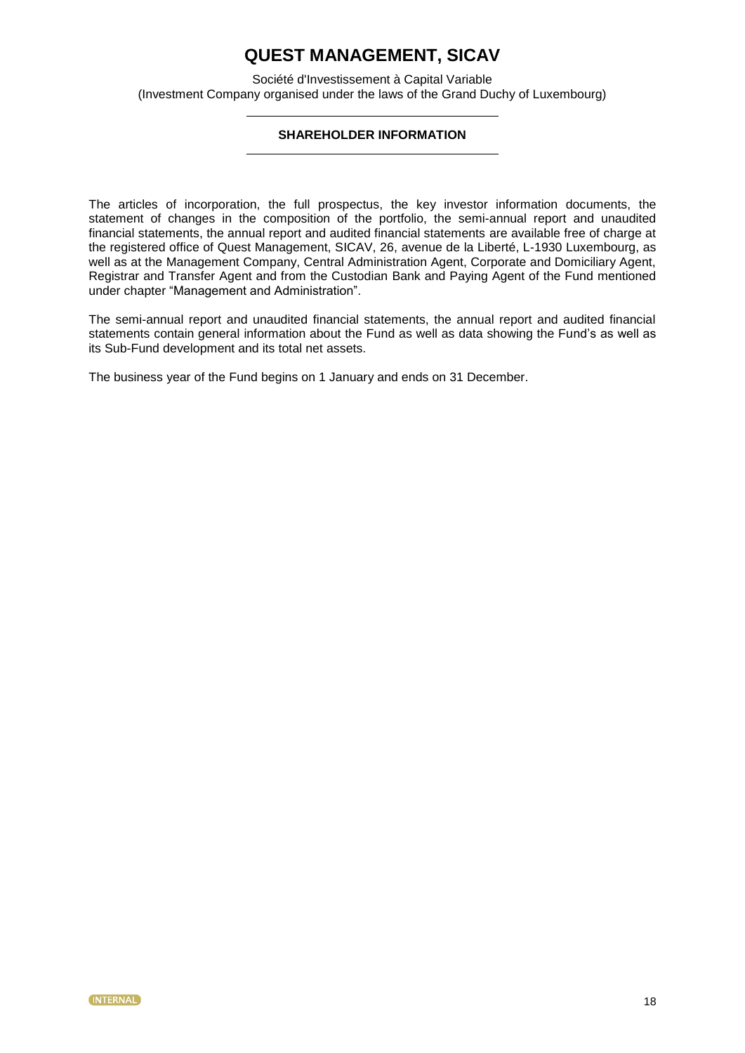# QUEST MANAGEMENT, SICAV

Société d'Investissement à Capital Variable
(Investment Company organised under the laws of the Grand Duchy of Luxembourg)

## SHAREHOLDER INFORMATION

The articles of incorporation, the full prospectus, the key investor information documents, the statement of changes in the composition of the portfolio, the semi-annual report and unaudited financial statements, the annual report and audited financial statements are available free of charge at the registered office of Quest Management, SICAV, 26, avenue de la Liberté, L-1930 Luxembourg, as well as at the Management Company, Central Administration Agent, Corporate and Domiciliary Agent, Registrar and Transfer Agent and from the Custodian Bank and Paying Agent of the Fund mentioned under chapter "Management and Administration".

The semi-annual report and unaudited financial statements, the annual report and audited financial statements contain general information about the Fund as well as data showing the Fund's as well as its Sub-Fund development and its total net assets.

The business year of the Fund begins on 1 January and ends on 31 December.